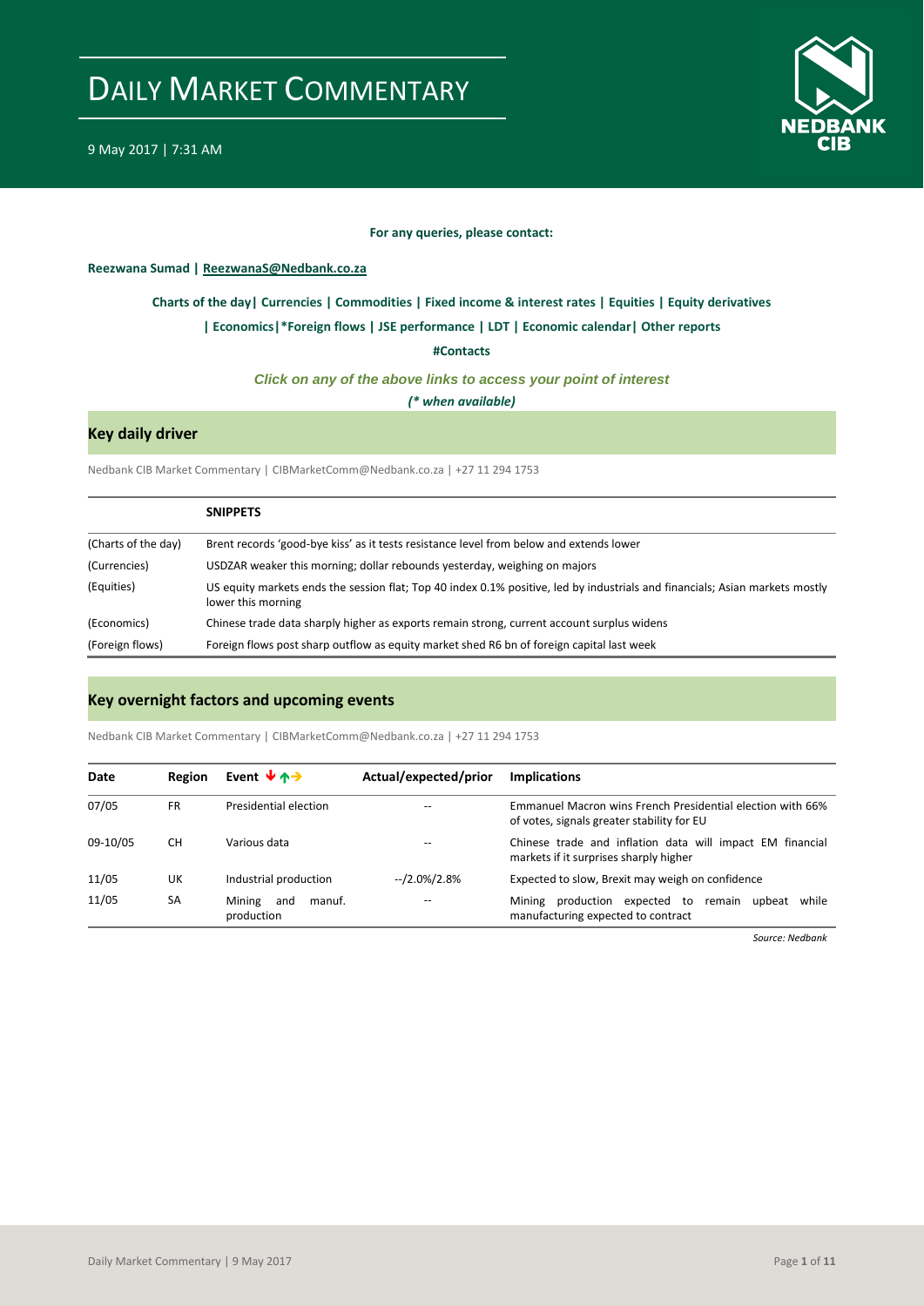# DAILY MARKET COMMENTARY

9 May 2017 | 7:31 AM

**For any queries, please contact:**

**Reezwana Sumad | ReezwanaS@Nedbank.co.za**

**Charts of the day| Currencies | Commodities | Fixed income & interest rates | Equities | Equity derivatives**

**| Economics|*Foreign flows | JSE performance | LDT | Economic calendar| Other reports**

**#Contacts**

***Click on any of the above links to access your point of interest***

***(* when available)***

## Key daily driver

Nedbank CIB Market Commentary | CIBMarketComm@Nedbank.co.za | +27 11 294 1753

| | **SNIPPETS** |
|---|---|
| (Charts of the day) | Brent records 'good-bye kiss' as it tests resistance level from below and extends lower |
| (Currencies) | USDZAR weaker this morning; dollar rebounds yesterday, weighing on majors |
| (Equities) | US equity markets ends the session flat; Top 40 index 0.1% positive, led by industrials and financials; Asian markets mostly lower this morning |
| (Economics) | Chinese trade data sharply higher as exports remain strong, current account surplus widens |
| (Foreign flows) | Foreign flows post sharp outflow as equity market shed R6 bn of foreign capital last week |

## Key overnight factors and upcoming events

Nedbank CIB Market Commentary | CIBMarketComm@Nedbank.co.za | +27 11 294 1753

| Date | Region | Event ↓↑→ | Actual/expected/prior | Implications |
|---|---|---|---|---|
| 07/05 | FR | Presidential election | -- | Emmanuel Macron wins French Presidential election with 66% of votes, signals greater stability for EU |
| 09-10/05 | CH | Various data | -- | Chinese trade and inflation data will impact EM financial markets if it surprises sharply higher |
| 11/05 | UK | Industrial production | --/2.0%/2.8% | Expected to slow, Brexit may weigh on confidence |
| 11/05 | SA | Mining and manuf. production | -- | Mining production expected to remain upbeat while manufacturing expected to contract |

*Source: Nedbank*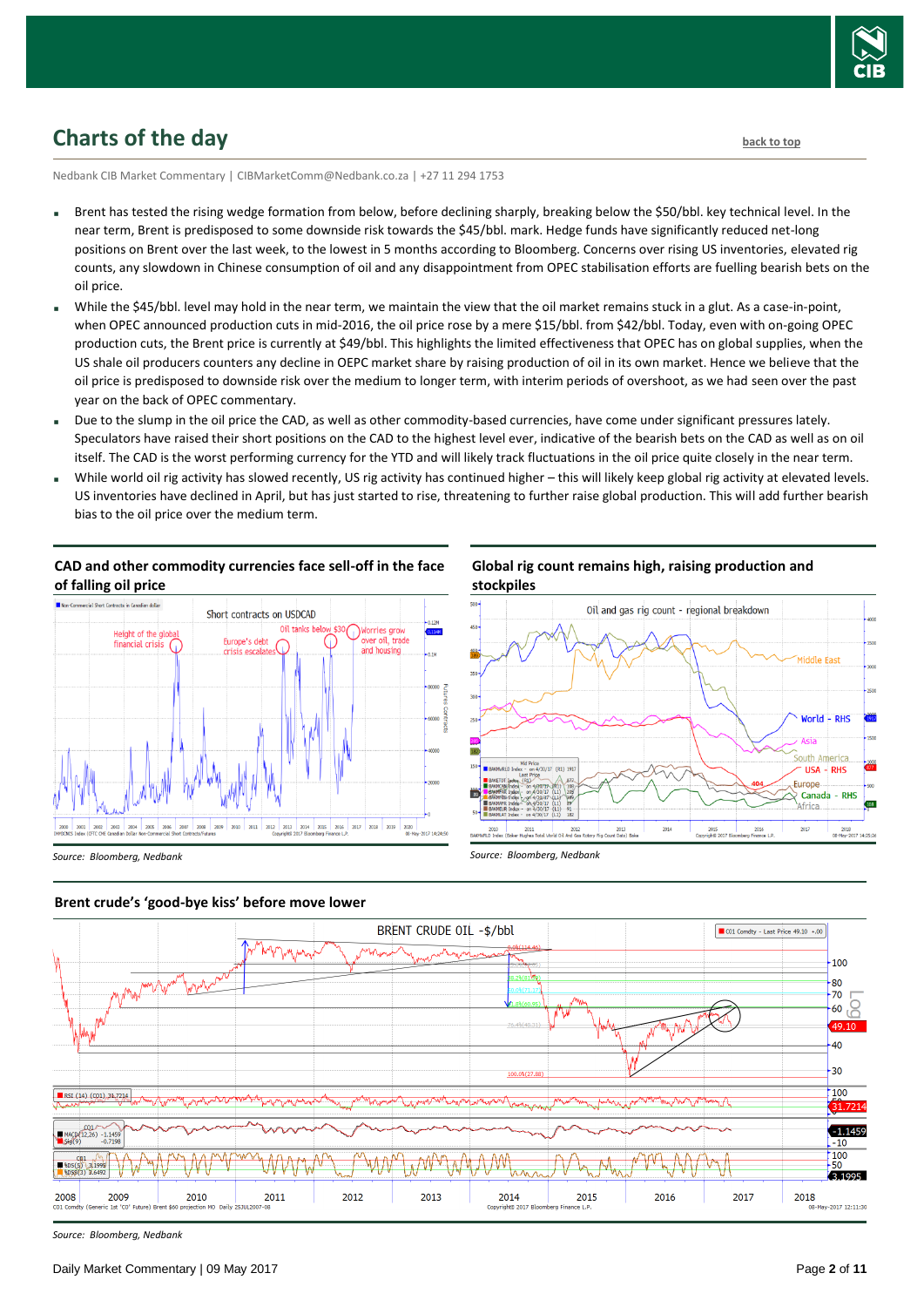## Charts of the day

Nedbank CIB Market Commentary | CIBMarketComm@Nedbank.co.za | +27 11 294 1753

- Brent has tested the rising wedge formation from below, before declining sharply, breaking below the $50/bbl. key technical level. In the near term, Brent is predisposed to some downside risk towards the $45/bbl. mark. Hedge funds have significantly reduced net-long positions on Brent over the last week, to the lowest in 5 months according to Bloomberg. Concerns over rising US inventories, elevated rig counts, any slowdown in Chinese consumption of oil and any disappointment from OPEC stabilisation efforts are fuelling bearish bets on the oil price.
- While the $45/bbl. level may hold in the near term, we maintain the view that the oil market remains stuck in a glut. As a case-in-point, when OPEC announced production cuts in mid-2016, the oil price rose by a mere $15/bbl. from $42/bbl. Today, even with on-going OPEC production cuts, the Brent price is currently at $49/bbl. This highlights the limited effectiveness that OPEC has on global supplies, when the US shale oil producers counters any decline in OEPC market share by raising production of oil in its own market. Hence we believe that the oil price is predisposed to downside risk over the medium to longer term, with interim periods of overshoot, as we had seen over the past year on the back of OPEC commentary.
- Due to the slump in the oil price the CAD, as well as other commodity-based currencies, have come under significant pressures lately. Speculators have raised their short positions on the CAD to the highest level ever, indicative of the bearish bets on the CAD as well as on oil itself. The CAD is the worst performing currency for the YTD and will likely track fluctuations in the oil price quite closely in the near term.
- While world oil rig activity has slowed recently, US rig activity has continued higher – this will likely keep global rig activity at elevated levels. US inventories have declined in April, but has just started to rise, threatening to further raise global production. This will add further bearish bias to the oil price over the medium term.

### CAD and other commodity currencies face sell-off in the face of falling oil price

Source: Bloomberg, Nedbank

### Global rig count remains high, raising production and stockpiles

Source: Bloomberg, Nedbank

### Brent crude's 'good-bye kiss' before move lower

Source: Bloomberg, Nedbank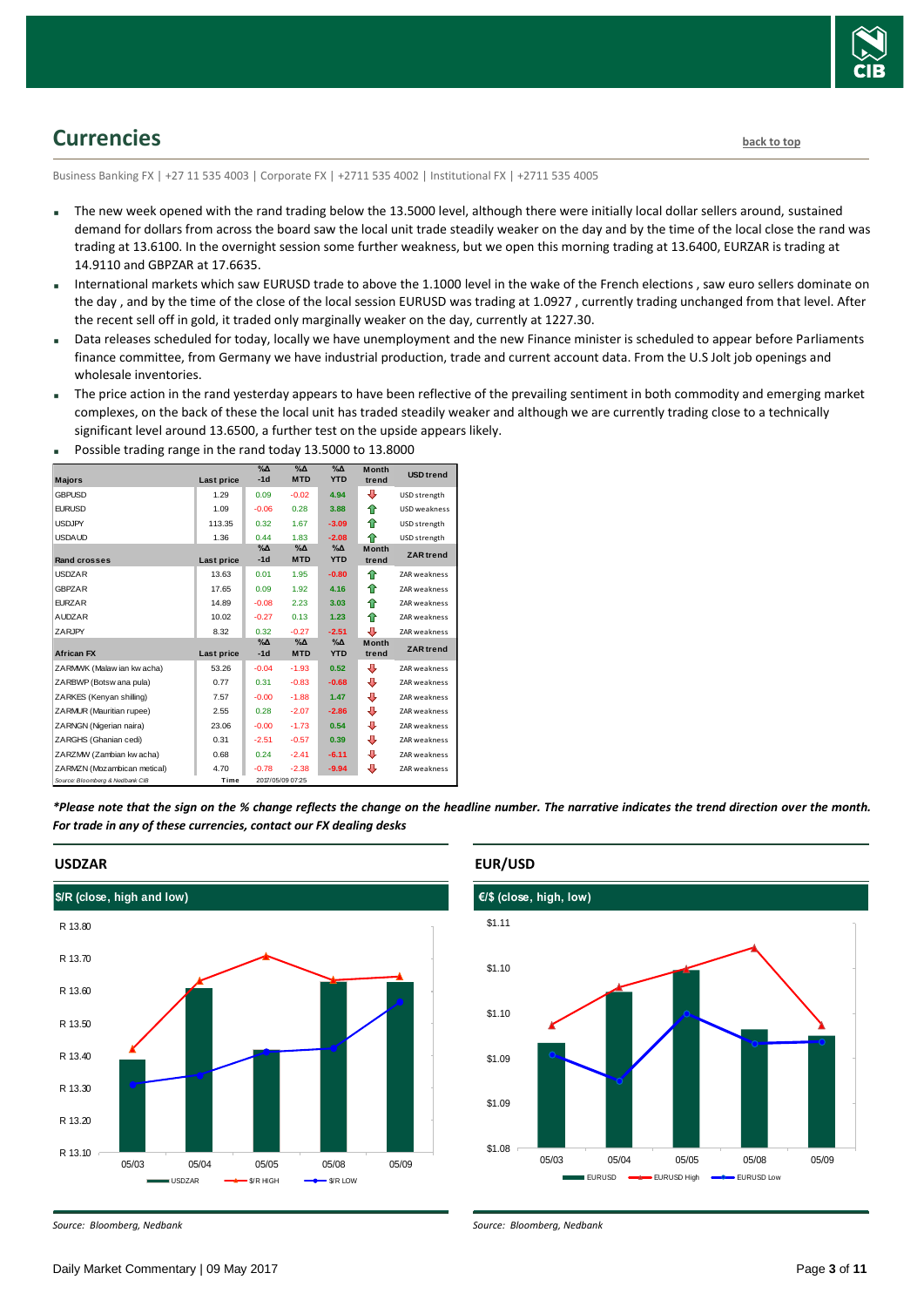## Currencies

back to top

Business Banking FX | +27 11 535 4003 | Corporate FX | +2711 535 4002 | Institutional FX | +2711 535 4005

- The new week opened with the rand trading below the 13.5000 level, although there were initially local dollar sellers around, sustained demand for dollars from across the board saw the local unit trade steadily weaker on the day and by the time of the local close the rand was trading at 13.6100. In the overnight session some further weakness, but we open this morning trading at 13.6400, EURZAR is trading at 14.9110 and GBPZAR at 17.6635.
- International markets which saw EURUSD trade to above the 1.1000 level in the wake of the French elections , saw euro sellers dominate on the day , and by the time of the close of the local session EURUSD was trading at 1.0927 , currently trading unchanged from that level. After the recent sell off in gold, it traded only marginally weaker on the day, currently at 1227.30.
- Data releases scheduled for today, locally we have unemployment and the new Finance minister is scheduled to appear before Parliaments finance committee, from Germany we have industrial production, trade and current account data. From the U.S Jolt job openings and wholesale inventories.
- The price action in the rand yesterday appears to have been reflective of the prevailing sentiment in both commodity and emerging market complexes, on the back of these the local unit has traded steadily weaker and although we are currently trading close to a technically significant level around 13.6500, a further test on the upside appears likely.
- Possible trading range in the rand today 13.5000 to 13.8000

| Majors | Last price | %Δ -1d | %Δ MTD | %Δ YTD | Month trend | USD trend |
|---|---|---|---|---|---|---|
| GBPUSD | 1.29 | 0.09 | -0.02 | 4.94 | ⇩ | USD strength |
| EURUSD | 1.09 | -0.06 | 0.28 | 3.88 | ⇧ | USD weakness |
| USDJPY | 113.35 | 0.32 | 1.67 | -3.09 | ⇧ | USD strength |
| USDAUD | 1.36 | 0.44 | 1.83 | -2.08 | ⇧ | USD strength |
| **Rand crosses** | **Last price** | **%Δ -1d** | **%Δ MTD** | **%Δ YTD** | **Month trend** | **ZAR trend** |
| USDZAR | 13.63 | 0.01 | 1.95 | -0.80 | ⇧ | ZAR weakness |
| GBPZAR | 17.65 | 0.09 | 1.92 | 4.16 | ⇧ | ZAR weakness |
| EURZAR | 14.89 | -0.08 | 2.23 | 3.03 | ⇧ | ZAR weakness |
| AUDZAR | 10.02 | -0.27 | 0.13 | 1.23 | ⇧ | ZAR weakness |
| ZARJPY | 8.32 | 0.32 | -0.27 | -2.51 | ⇩ | ZAR weakness |
| **African FX** | **Last price** | **%Δ -1d** | **%Δ MTD** | **%Δ YTD** | **Month trend** | **ZAR trend** |
| ZARMWK (Malawian kwacha) | 53.26 | -0.04 | -1.93 | 0.52 | ⇩ | ZAR weakness |
| ZARBWP (Botswana pula) | 0.77 | 0.31 | -0.83 | -0.68 | ⇩ | ZAR weakness |
| ZARKES (Kenyan shilling) | 7.57 | -0.00 | -1.88 | 1.47 | ⇩ | ZAR weakness |
| ZARMUR (Mauritian rupee) | 2.55 | 0.28 | -2.07 | -2.86 | ⇩ | ZAR weakness |
| ZARNGN (Nigerian naira) | 23.06 | -0.00 | -1.73 | 0.54 | ⇩ | ZAR weakness |
| ZARGHS (Ghanian cedi) | 0.31 | -2.51 | -0.57 | 0.39 | ⇩ | ZAR weakness |
| ZARZMW (Zambian kwacha) | 0.68 | 0.24 | -2.41 | -6.11 | ⇩ | ZAR weakness |
| ZARMZN (Mozambican metical) | 4.70 | -0.78 | -2.38 | -9.94 | ⇩ | ZAR weakness |

Source: Bloomberg & Nedbank CIB — Time: 2017/05/09 07:25

*\*Please note that the sign on the % change reflects the change on the headline number. The narrative indicates the trend direction over the month. For trade in any of these currencies, contact our FX dealing desks*

### USDZAR

$/R (close, high and low)

Source: Bloomberg, Nedbank

### EUR/USD

€/$ (close, high, low)

Source: Bloomberg, Nedbank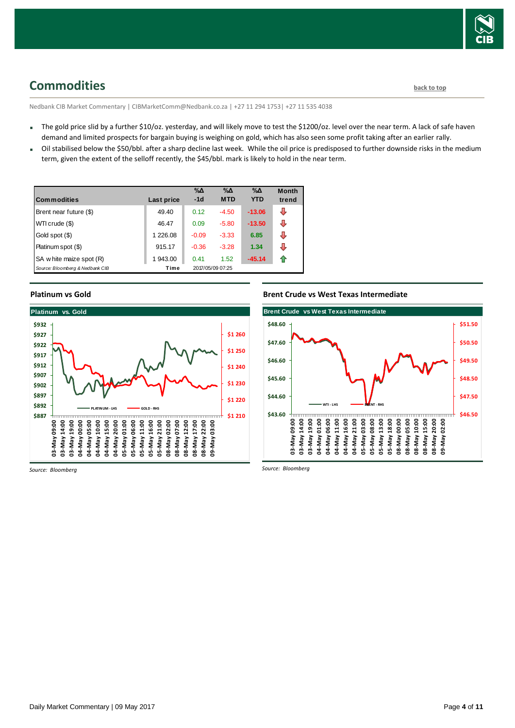## Commodities

back to top

Nedbank CIB Market Commentary | CIBMarketComm@Nedbank.co.za | +27 11 294 1753| +27 11 535 4038

- The gold price slid by a further $10/oz. yesterday, and will likely move to test the $1200/oz. level over the near term. A lack of safe haven demand and limited prospects for bargain buying is weighing on gold, which has also seen some profit taking after an earlier rally.
- Oil stabilised below the $50/bbl. after a sharp decline last week. While the oil price is predisposed to further downside risks in the medium term, given the extent of the selloff recently, the $45/bbl. mark is likely to hold in the near term.

| Commodities | Last price | %Δ -1d | %Δ MTD | %Δ YTD | Month trend |
|---|---|---|---|---|---|
| Brent near future ($) | 49.40 | 0.12 | -4.50 | -13.06 | ⇩ |
| WTI crude ($) | 46.47 | 0.09 | -5.80 | -13.50 | ⇩ |
| Gold spot ($) | 1 226.08 | -0.09 | -3.33 | 6.85 | ⇩ |
| Platinum spot ($) | 915.17 | -0.36 | -3.28 | 1.34 | ⇩ |
| SA white maize spot (R) | 1 943.00 | 0.41 | 1.52 | -45.14 | ⇧ |
| *Source: Bloomberg & Nedbank CIB* | Time | 2017/05/09 07:25 | | | |

### Platinum vs Gold

*Source: Bloomberg*

### Brent Crude vs West Texas Intermediate

*Source: Bloomberg*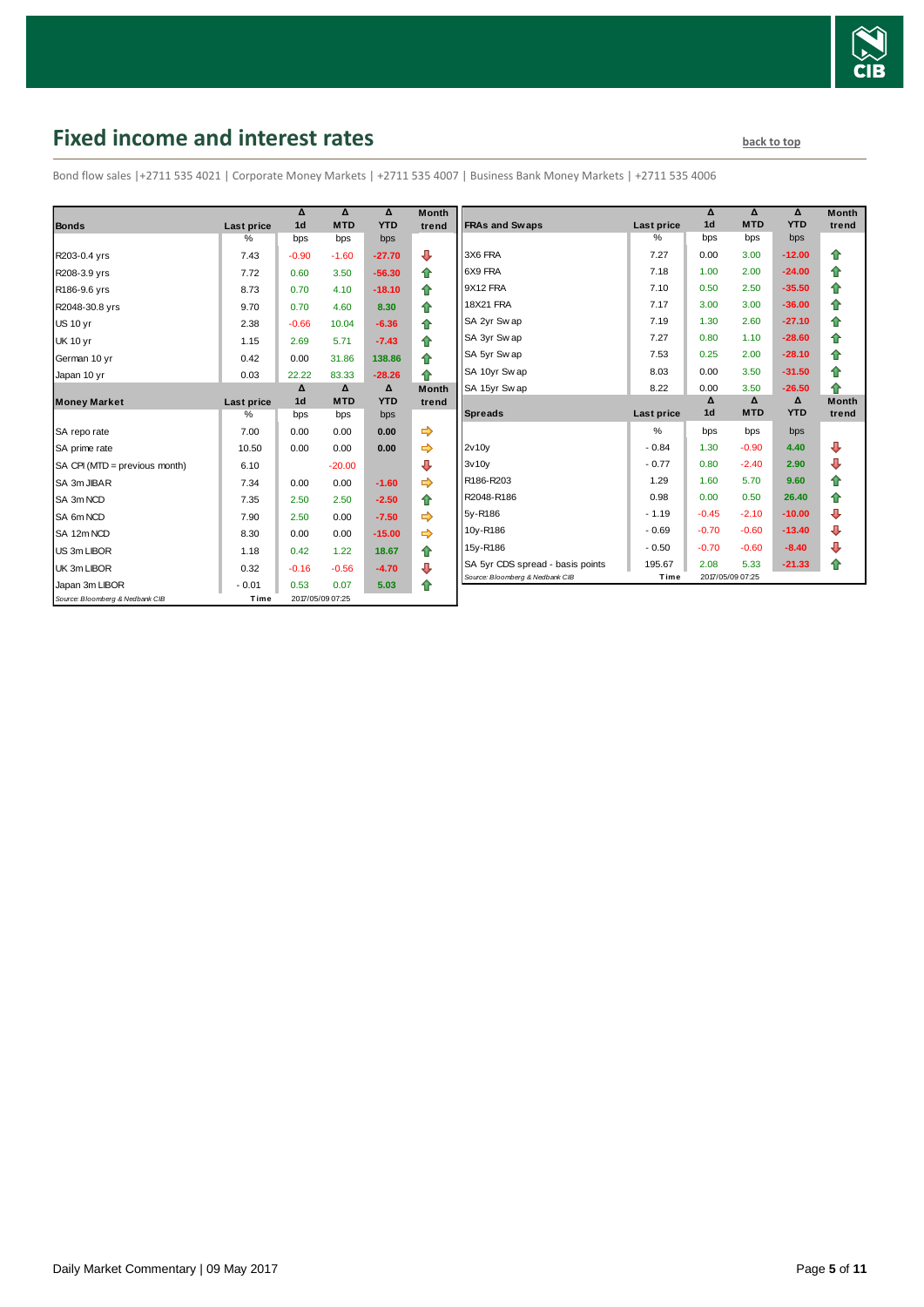# Fixed income and interest rates

back to top

Bond flow sales |+2711 535 4021 | Corporate Money Markets | +2711 535 4007 | Business Bank Money Markets | +2711 535 4006

| Bonds | Last price | Δ 1d | Δ MTD | Δ YTD | Month trend |
|---|---|---|---|---|---|
| | % | bps | bps | bps | |
| R203-0.4 yrs | 7.43 | -0.90 | -1.60 | -27.70 | ⇩ |
| R208-3.9 yrs | 7.72 | 0.60 | 3.50 | -56.30 | ⇧ |
| R186-9.6 yrs | 8.73 | 0.70 | 4.10 | -18.10 | ⇧ |
| R2048-30.8 yrs | 9.70 | 0.70 | 4.60 | 8.30 | ⇧ |
| US 10 yr | 2.38 | -0.66 | 10.04 | -6.36 | ⇧ |
| UK 10 yr | 1.15 | 2.69 | 5.71 | -7.43 | ⇧ |
| German 10 yr | 0.42 | 0.00 | 31.86 | 138.86 | ⇧ |
| Japan 10 yr | 0.03 | 22.22 | 83.33 | -28.26 | ⇧ |

| Money Market | Last price | Δ 1d | Δ MTD | Δ YTD | Month trend |
|---|---|---|---|---|---|
| | % | bps | bps | bps | |
| SA repo rate | 7.00 | 0.00 | 0.00 | 0.00 | ⇨ |
| SA prime rate | 10.50 | 0.00 | 0.00 | 0.00 | ⇨ |
| SA CPI (MTD = previous month) | 6.10 | | -20.00 | | ⇩ |
| SA 3m JIBAR | 7.34 | 0.00 | 0.00 | -1.60 | ⇨ |
| SA 3m NCD | 7.35 | 2.50 | 2.50 | -2.50 | ⇧ |
| SA 6m NCD | 7.90 | 2.50 | 0.00 | -7.50 | ⇨ |
| SA 12m NCD | 8.30 | 0.00 | 0.00 | -15.00 | ⇨ |
| US 3m LIBOR | 1.18 | 0.42 | 1.22 | 18.67 | ⇧ |
| UK 3m LIBOR | 0.32 | -0.16 | -0.56 | -4.70 | ⇩ |
| Japan 3m LIBOR | -0.01 | 0.53 | 0.07 | 5.03 | ⇧ |

*Source: Bloomberg & Nedbank CIB* Time 2017/05/09 07:25

| FRAs and Swaps | Last price | Δ 1d | Δ MTD | Δ YTD | Month trend |
|---|---|---|---|---|---|
| | % | bps | bps | bps | |
| 3X6 FRA | 7.27 | 0.00 | 3.00 | -12.00 | ⇧ |
| 6X9 FRA | 7.18 | 1.00 | 2.00 | -24.00 | ⇧ |
| 9X12 FRA | 7.10 | 0.50 | 2.50 | -35.50 | ⇧ |
| 18X21 FRA | 7.17 | 3.00 | 3.00 | -36.00 | ⇧ |
| SA 2yr Swap | 7.19 | 1.30 | 2.60 | -27.10 | ⇧ |
| SA 3yr Swap | 7.27 | 0.80 | 1.10 | -28.60 | ⇧ |
| SA 5yr Swap | 7.53 | 0.25 | 2.00 | -28.10 | ⇧ |
| SA 10yr Swap | 8.03 | 0.00 | 3.50 | -31.50 | ⇧ |
| SA 15yr Swap | 8.22 | 0.00 | 3.50 | -26.50 | ⇧ |

| Spreads | Last price | Δ 1d | Δ MTD | Δ YTD | Month trend |
|---|---|---|---|---|---|
| | % | bps | bps | bps | |
| 2v10y | -0.84 | 1.30 | -0.90 | 4.40 | ⇩ |
| 3v10y | -0.77 | 0.80 | -2.40 | 2.90 | ⇩ |
| R186-R203 | 1.29 | 1.60 | 5.70 | 9.60 | ⇧ |
| R2048-R186 | 0.98 | 0.00 | 0.50 | 26.40 | ⇧ |
| 5y-R186 | -1.19 | -0.45 | -2.10 | -10.00 | ⇩ |
| 10y-R186 | -0.69 | -0.70 | -0.60 | -13.40 | ⇩ |
| 15y-R186 | -0.50 | -0.70 | -0.60 | -8.40 | ⇩ |
| SA 5yr CDS spread - basis points | 195.67 | 2.08 | 5.33 | -21.33 | ⇧ |

*Source: Bloomberg & Nedbank CIB* Time 2017/05/09 07:25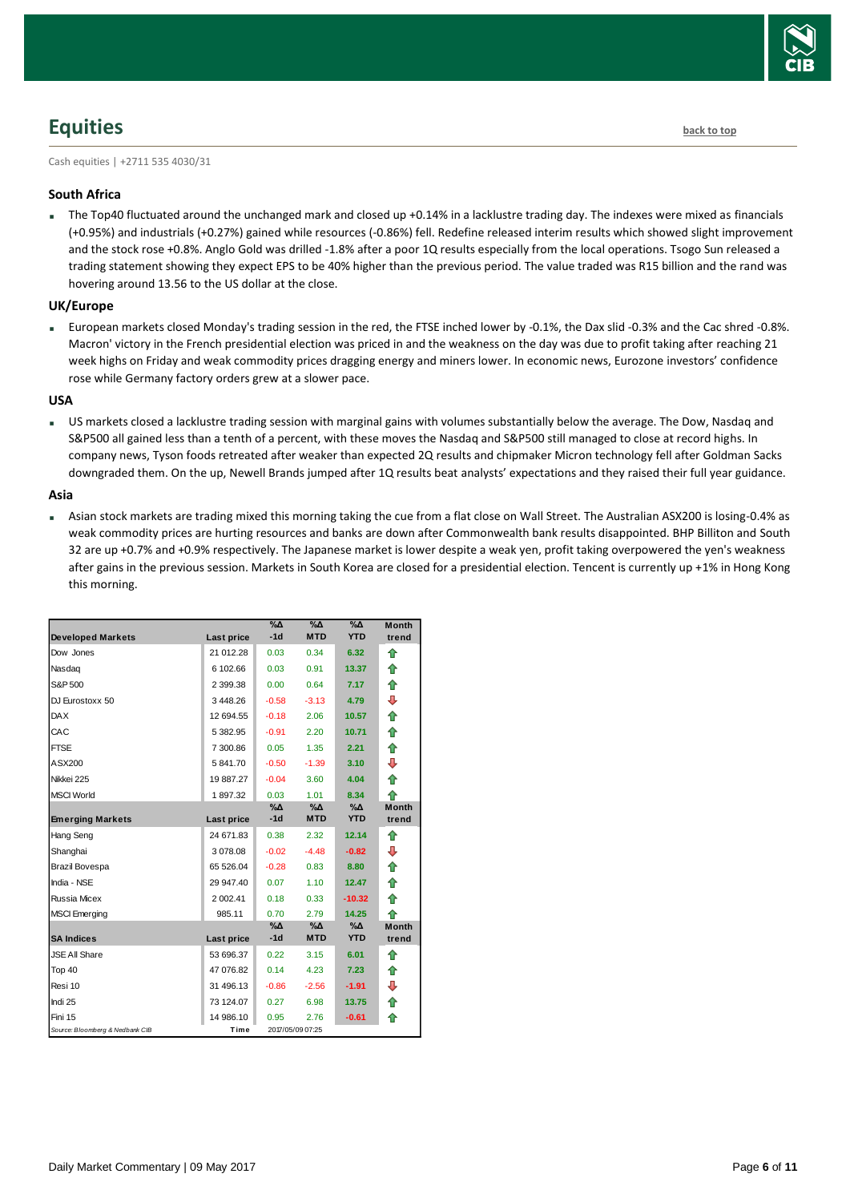## Equities

back to top

Cash equities | +2711 535 4030/31

### South Africa

- The Top40 fluctuated around the unchanged mark and closed up +0.14% in a lacklustre trading day. The indexes were mixed as financials (+0.95%) and industrials (+0.27%) gained while resources (-0.86%) fell. Redefine released interim results which showed slight improvement and the stock rose +0.8%. Anglo Gold was drilled -1.8% after a poor 1Q results especially from the local operations. Tsogo Sun released a trading statement showing they expect EPS to be 40% higher than the previous period. The value traded was R15 billion and the rand was hovering around 13.56 to the US dollar at the close.

### UK/Europe

- European markets closed Monday's trading session in the red, the FTSE inched lower by -0.1%, the Dax slid -0.3% and the Cac shred -0.8%. Macron' victory in the French presidential election was priced in and the weakness on the day was due to profit taking after reaching 21 week highs on Friday and weak commodity prices dragging energy and miners lower. In economic news, Eurozone investors' confidence rose while Germany factory orders grew at a slower pace.

### USA

- US markets closed a lacklustre trading session with marginal gains with volumes substantially below the average. The Dow, Nasdaq and S&P500 all gained less than a tenth of a percent, with these moves the Nasdaq and S&P500 still managed to close at record highs. In company news, Tyson foods retreated after weaker than expected 2Q results and chipmaker Micron technology fell after Goldman Sacks downgraded them. On the up, Newell Brands jumped after 1Q results beat analysts' expectations and they raised their full year guidance.

### Asia

- Asian stock markets are trading mixed this morning taking the cue from a flat close on Wall Street. The Australian ASX200 is losing-0.4% as weak commodity prices are hurting resources and banks are down after Commonwealth bank results disappointed. BHP Billiton and South 32 are up +0.7% and +0.9% respectively. The Japanese market is lower despite a weak yen, profit taking overpowered the yen's weakness after gains in the previous session. Markets in South Korea are closed for a presidential election. Tencent is currently up +1% in Hong Kong this morning.

| Developed Markets | Last price | %Δ -1d | %Δ MTD | %Δ YTD | Month trend |
|---|---|---|---|---|---|
| Dow Jones | 21 012.28 | 0.03 | 0.34 | 6.32 | ⇧ |
| Nasdaq | 6 102.66 | 0.03 | 0.91 | 13.37 | ⇧ |
| S&P 500 | 2 399.38 | 0.00 | 0.64 | 7.17 | ⇧ |
| DJ Eurostoxx 50 | 3 448.26 | -0.58 | -3.13 | 4.79 | ⇩ |
| DAX | 12 694.55 | -0.18 | 2.06 | 10.57 | ⇧ |
| CAC | 5 382.95 | -0.91 | 2.20 | 10.71 | ⇧ |
| FTSE | 7 300.86 | 0.05 | 1.35 | 2.21 | ⇧ |
| ASX200 | 5 841.70 | -0.50 | -1.39 | 3.10 | ⇩ |
| Nikkei 225 | 19 887.27 | -0.04 | 3.60 | 4.04 | ⇧ |
| MSCI World | 1 897.32 | 0.03 | 1.01 | 8.34 | ⇧ |
| **Emerging Markets** | **Last price** | **%Δ -1d** | **%Δ MTD** | **%Δ YTD** | **Month trend** |
| Hang Seng | 24 671.83 | 0.38 | 2.32 | 12.14 | ⇧ |
| Shanghai | 3 078.08 | -0.02 | -4.48 | -0.82 | ⇩ |
| Brazil Bovespa | 65 526.04 | -0.28 | 0.83 | 8.80 | ⇧ |
| India - NSE | 29 947.40 | 0.07 | 1.10 | 12.47 | ⇧ |
| Russia Micex | 2 002.41 | 0.18 | 0.33 | -10.32 | ⇧ |
| MSCI Emerging | 985.11 | 0.70 | 2.79 | 14.25 | ⇧ |
| **SA Indices** | **Last price** | **%Δ -1d** | **%Δ MTD** | **%Δ YTD** | **Month trend** |
| JSE All Share | 53 696.37 | 0.22 | 3.15 | 6.01 | ⇧ |
| Top 40 | 47 076.82 | 0.14 | 4.23 | 7.23 | ⇧ |
| Resi 10 | 31 496.13 | -0.86 | -2.56 | -1.91 | ⇩ |
| Indi 25 | 73 124.07 | 0.27 | 6.98 | 13.75 | ⇧ |
| Fini 15 | 14 986.10 | 0.95 | 2.76 | -0.61 | ⇧ |

Source: Bloomberg & Nedbank CIB | Time: 2017/05/09 07:25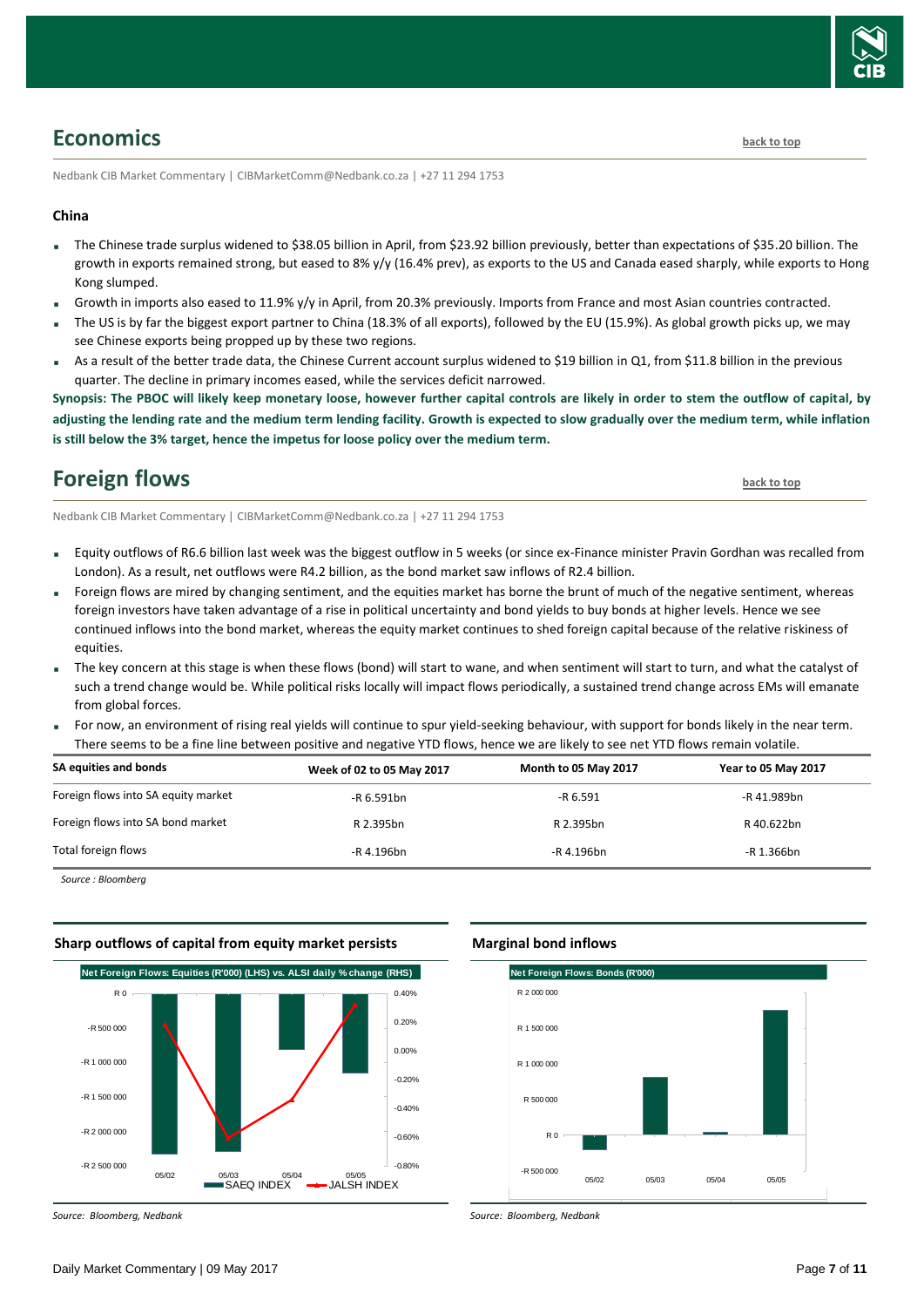## Economics

back to top

Nedbank CIB Market Commentary | CIBMarketComm@Nedbank.co.za | +27 11 294 1753

### China

- The Chinese trade surplus widened to $38.05 billion in April, from $23.92 billion previously, better than expectations of $35.20 billion. The growth in exports remained strong, but eased to 8% y/y (16.4% prev), as exports to the US and Canada eased sharply, while exports to Hong Kong slumped.
- Growth in imports also eased to 11.9% y/y in April, from 20.3% previously. Imports from France and most Asian countries contracted.
- The US is by far the biggest export partner to China (18.3% of all exports), followed by the EU (15.9%). As global growth picks up, we may see Chinese exports being propped up by these two regions.
- As a result of the better trade data, the Chinese Current account surplus widened to $19 billion in Q1, from $11.8 billion in the previous quarter. The decline in primary incomes eased, while the services deficit narrowed.

**Synopsis: The PBOC will likely keep monetary loose, however further capital controls are likely in order to stem the outflow of capital, by adjusting the lending rate and the medium term lending facility. Growth is expected to slow gradually over the medium term, while inflation is still below the 3% target, hence the impetus for loose policy over the medium term.**

## Foreign flows

back to top

Nedbank CIB Market Commentary | CIBMarketComm@Nedbank.co.za | +27 11 294 1753

- Equity outflows of R6.6 billion last week was the biggest outflow in 5 weeks (or since ex-Finance minister Pravin Gordhan was recalled from London). As a result, net outflows were R4.2 billion, as the bond market saw inflows of R2.4 billion.
- Foreign flows are mired by changing sentiment, and the equities market has borne the brunt of much of the negative sentiment, whereas foreign investors have taken advantage of a rise in political uncertainty and bond yields to buy bonds at higher levels. Hence we see continued inflows into the bond market, whereas the equity market continues to shed foreign capital because of the relative riskiness of equities.
- The key concern at this stage is when these flows (bond) will start to wane, and when sentiment will start to turn, and what the catalyst of such a trend change would be. While political risks locally will impact flows periodically, a sustained trend change across EMs will emanate from global forces.
- For now, an environment of rising real yields will continue to spur yield-seeking behaviour, with support for bonds likely in the near term. There seems to be a fine line between positive and negative YTD flows, hence we are likely to see net YTD flows remain volatile.

| SA equities and bonds | Week of 02 to 05 May 2017 | Month to 05 May 2017 | Year to 05 May 2017 |
|---|---|---|---|
| Foreign flows into SA equity market | -R 6.591bn | -R 6.591 | -R 41.989bn |
| Foreign flows into SA bond market | R 2.395bn | R 2.395bn | R 40.622bn |
| Total foreign flows | -R 4.196bn | -R 4.196bn | -R 1.366bn |

*Source : Bloomberg*

**Sharp outflows of capital from equity market persists**

*Source: Bloomberg, Nedbank*

**Marginal bond inflows**

*Source: Bloomberg, Nedbank*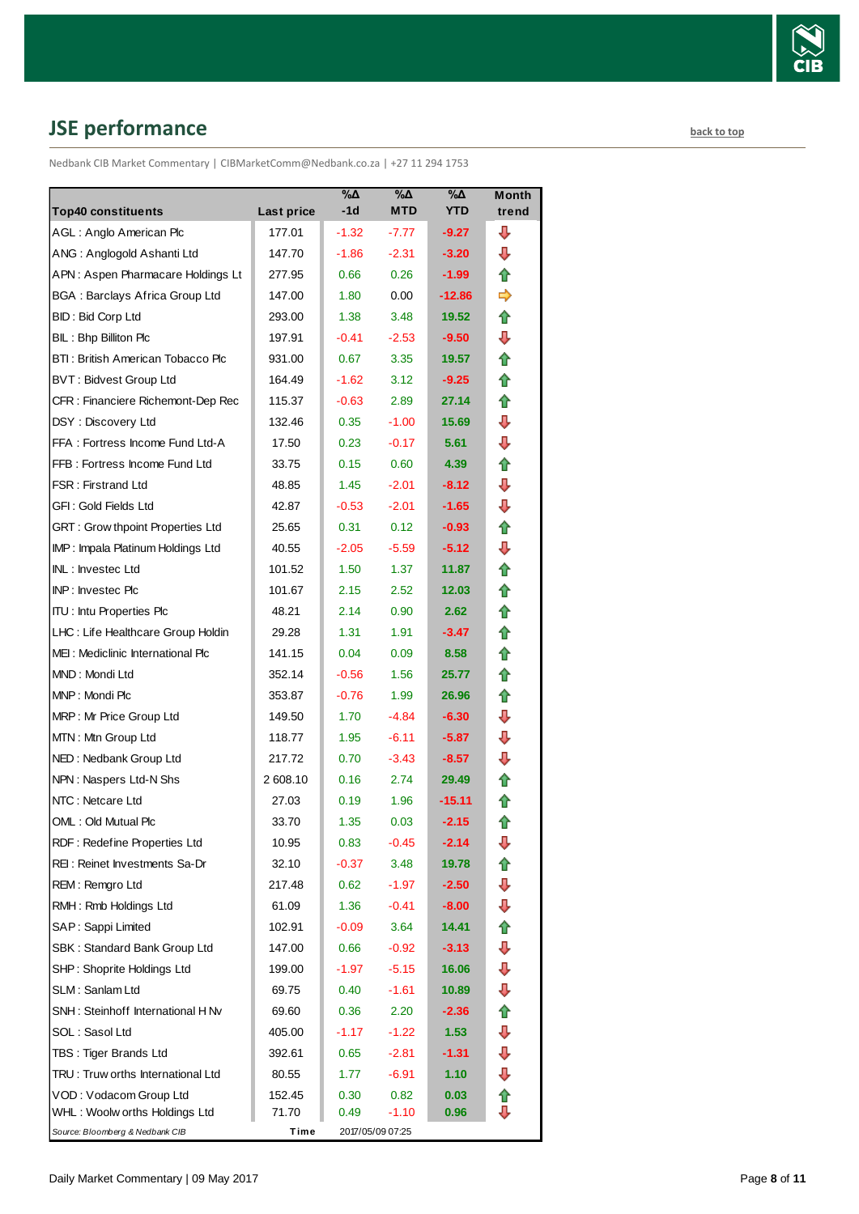## JSE performance

back to top

Nedbank CIB Market Commentary | CIBMarketComm@Nedbank.co.za | +27 11 294 1753

| Top40 constituents | Last price | %Δ -1d | %Δ MTD | %Δ YTD | Month trend |
|---|---|---|---|---|---|
| AGL : Anglo American Plc | 177.01 | -1.32 | -7.77 | -9.27 | ⇩ |
| ANG : Anglogold Ashanti Ltd | 147.70 | -1.86 | -2.31 | -3.20 | ⇩ |
| APN : Aspen Pharmacare Holdings Lt | 277.95 | 0.66 | 0.26 | -1.99 | ⇧ |
| BGA : Barclays Africa Group Ltd | 147.00 | 1.80 | 0.00 | -12.86 | ⇨ |
| BID : Bid Corp Ltd | 293.00 | 1.38 | 3.48 | 19.52 | ⇧ |
| BIL : Bhp Billiton Plc | 197.91 | -0.41 | -2.53 | -9.50 | ⇩ |
| BTI : British American Tobacco Plc | 931.00 | 0.67 | 3.35 | 19.57 | ⇧ |
| BVT : Bidvest Group Ltd | 164.49 | -1.62 | 3.12 | -9.25 | ⇧ |
| CFR : Financiere Richemont-Dep Rec | 115.37 | -0.63 | 2.89 | 27.14 | ⇧ |
| DSY : Discovery Ltd | 132.46 | 0.35 | -1.00 | 15.69 | ⇩ |
| FFA : Fortress Income Fund Ltd-A | 17.50 | 0.23 | -0.17 | 5.61 | ⇩ |
| FFB : Fortress Income Fund Ltd | 33.75 | 0.15 | 0.60 | 4.39 | ⇧ |
| FSR : Firstrand Ltd | 48.85 | 1.45 | -2.01 | -8.12 | ⇩ |
| GFI : Gold Fields Ltd | 42.87 | -0.53 | -2.01 | -1.65 | ⇩ |
| GRT : Growthpoint Properties Ltd | 25.65 | 0.31 | 0.12 | -0.93 | ⇧ |
| IMP : Impala Platinum Holdings Ltd | 40.55 | -2.05 | -5.59 | -5.12 | ⇩ |
| INL : Investec Ltd | 101.52 | 1.50 | 1.37 | 11.87 | ⇧ |
| INP : Investec Plc | 101.67 | 2.15 | 2.52 | 12.03 | ⇧ |
| ITU : Intu Properties Plc | 48.21 | 2.14 | 0.90 | 2.62 | ⇧ |
| LHC : Life Healthcare Group Holdin | 29.28 | 1.31 | 1.91 | -3.47 | ⇧ |
| MEI : Mediclinic International Plc | 141.15 | 0.04 | 0.09 | 8.58 | ⇧ |
| MND : Mondi Ltd | 352.14 | -0.56 | 1.56 | 25.77 | ⇧ |
| MNP : Mondi Plc | 353.87 | -0.76 | 1.99 | 26.96 | ⇧ |
| MRP : Mr Price Group Ltd | 149.50 | 1.70 | -4.84 | -6.30 | ⇩ |
| MTN : Mtn Group Ltd | 118.77 | 1.95 | -6.11 | -5.87 | ⇩ |
| NED : Nedbank Group Ltd | 217.72 | 0.70 | -3.43 | -8.57 | ⇩ |
| NPN : Naspers Ltd-N Shs | 2 608.10 | 0.16 | 2.74 | 29.49 | ⇧ |
| NTC : Netcare Ltd | 27.03 | 0.19 | 1.96 | -15.11 | ⇧ |
| OML : Old Mutual Plc | 33.70 | 1.35 | 0.03 | -2.15 | ⇧ |
| RDF : Redefine Properties Ltd | 10.95 | 0.83 | -0.45 | -2.14 | ⇩ |
| REI : Reinet Investments Sa-Dr | 32.10 | -0.37 | 3.48 | 19.78 | ⇧ |
| REM : Remgro Ltd | 217.48 | 0.62 | -1.97 | -2.50 | ⇩ |
| RMH : Rmb Holdings Ltd | 61.09 | 1.36 | -0.41 | -8.00 | ⇩ |
| SAP : Sappi Limited | 102.91 | -0.09 | 3.64 | 14.41 | ⇧ |
| SBK : Standard Bank Group Ltd | 147.00 | 0.66 | -0.92 | -3.13 | ⇩ |
| SHP : Shoprite Holdings Ltd | 199.00 | -1.97 | -5.15 | 16.06 | ⇩ |
| SLM : Sanlam Ltd | 69.75 | 0.40 | -1.61 | 10.89 | ⇩ |
| SNH : Steinhoff International H Nv | 69.60 | 0.36 | 2.20 | -2.36 | ⇧ |
| SOL : Sasol Ltd | 405.00 | -1.17 | -1.22 | 1.53 | ⇩ |
| TBS : Tiger Brands Ltd | 392.61 | 0.65 | -2.81 | -1.31 | ⇩ |
| TRU : Truworths International Ltd | 80.55 | 1.77 | -6.91 | 1.10 | ⇩ |
| VOD : Vodacom Group Ltd | 152.45 | 0.30 | 0.82 | 0.03 | ⇧ |
| WHL : Woolworths Holdings Ltd | 71.70 | 0.49 | -1.10 | 0.96 | ⇩ |

*Source: Bloomberg & Nedbank CIB* **Time** 2017/05/09 07:25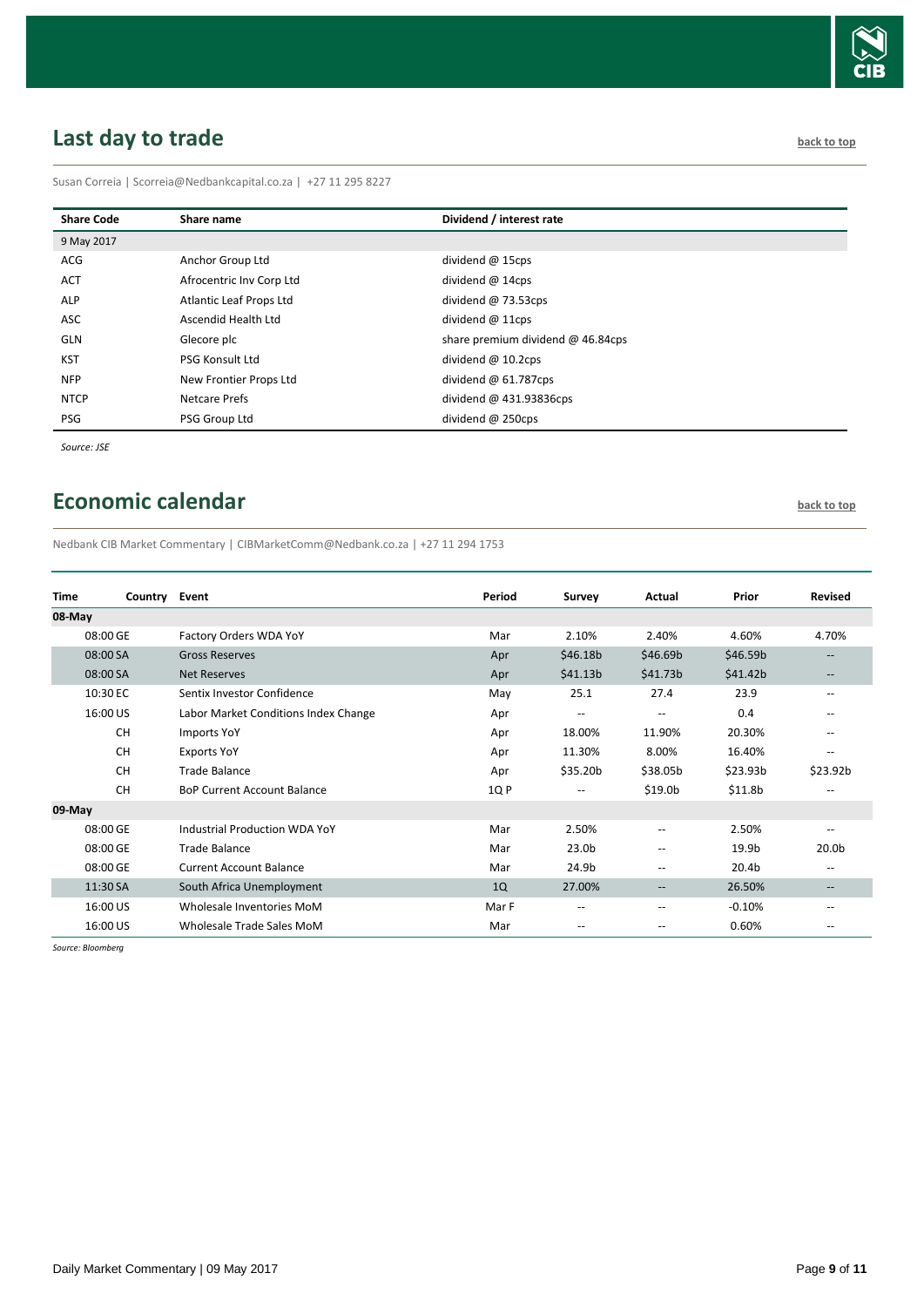## Last day to trade

back to top

Susan Correia | Scorreia@Nedbankcapital.co.za | +27 11 295 8227

| Share Code | Share name | Dividend / interest rate |
|---|---|---|
| 9 May 2017 | | |
| ACG | Anchor Group Ltd | dividend @ 15cps |
| ACT | Afrocentric Inv Corp Ltd | dividend @ 14cps |
| ALP | Atlantic Leaf Props Ltd | dividend @ 73.53cps |
| ASC | Ascendid Health Ltd | dividend @ 11cps |
| GLN | Glecore plc | share premium dividend @ 46.84cps |
| KST | PSG Konsult Ltd | dividend @ 10.2cps |
| NFP | New Frontier Props Ltd | dividend @ 61.787cps |
| NTCP | Netcare Prefs | dividend @ 431.93836cps |
| PSG | PSG Group Ltd | dividend @ 250cps |

*Source: JSE*

## Economic calendar

back to top

Nedbank CIB Market Commentary | CIBMarketComm@Nedbank.co.za | +27 11 294 1753

| Time | Country | Event | Period | Survey | Actual | Prior | Revised |
|---|---|---|---|---|---|---|---|
| **08-May** | | | | | | | |
| 08:00 | GE | Factory Orders WDA YoY | Mar | 2.10% | 2.40% | 4.60% | 4.70% |
| 08:00 | SA | Gross Reserves | Apr | $46.18b | $46.69b | $46.59b | -- |
| 08:00 | SA | Net Reserves | Apr | $41.13b | $41.73b | $41.42b | -- |
| 10:30 | EC | Sentix Investor Confidence | May | 25.1 | 27.4 | 23.9 | -- |
| 16:00 | US | Labor Market Conditions Index Change | Apr | -- | -- | 0.4 | -- |
| | CH | Imports YoY | Apr | 18.00% | 11.90% | 20.30% | -- |
| | CH | Exports YoY | Apr | 11.30% | 8.00% | 16.40% | -- |
| | CH | Trade Balance | Apr | $35.20b | $38.05b | $23.93b | $23.92b |
| | CH | BoP Current Account Balance | 1Q P | -- | $19.0b | $11.8b | -- |
| **09-May** | | | | | | | |
| 08:00 | GE | Industrial Production WDA YoY | Mar | 2.50% | -- | 2.50% | -- |
| 08:00 | GE | Trade Balance | Mar | 23.0b | -- | 19.9b | 20.0b |
| 08:00 | GE | Current Account Balance | Mar | 24.9b | -- | 20.4b | -- |
| 11:30 | SA | South Africa Unemployment | 1Q | 27.00% | -- | 26.50% | -- |
| 16:00 | US | Wholesale Inventories MoM | Mar F | -- | -- | -0.10% | -- |
| 16:00 | US | Wholesale Trade Sales MoM | Mar | -- | -- | 0.60% | -- |

*Source: Bloomberg*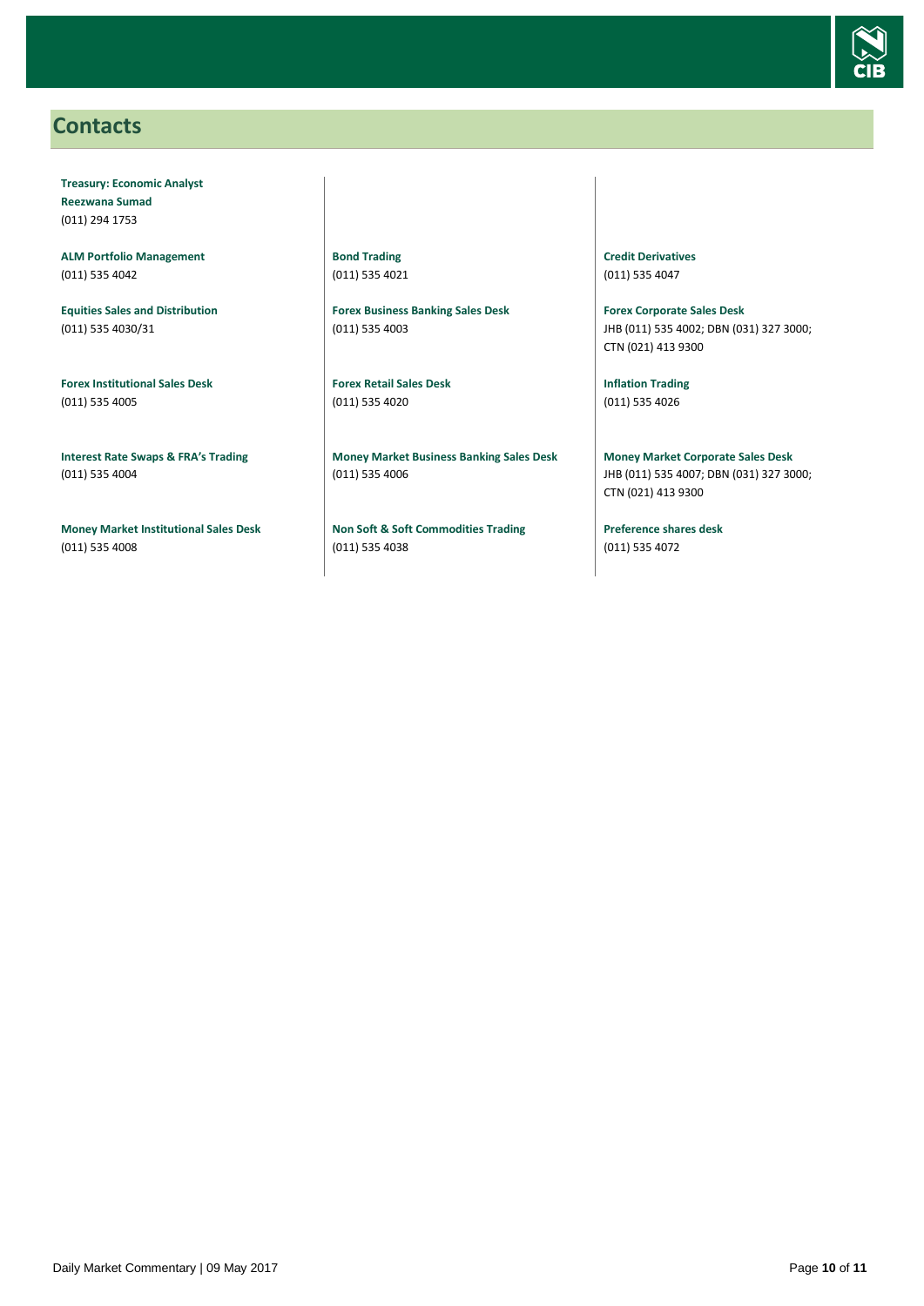## Contacts

**Treasury: Economic Analyst**
**Reezwana Sumad**
(011) 294 1753

**ALM Portfolio Management**
(011) 535 4042

**Equities Sales and Distribution**
(011) 535 4030/31

**Forex Institutional Sales Desk**
(011) 535 4005

**Interest Rate Swaps & FRA's Trading**
(011) 535 4004

**Money Market Institutional Sales Desk**
(011) 535 4008

**Bond Trading**
(011) 535 4021

**Forex Business Banking Sales Desk**
(011) 535 4003

**Forex Retail Sales Desk**
(011) 535 4020

**Money Market Business Banking Sales Desk**
(011) 535 4006

**Non Soft & Soft Commodities Trading**
(011) 535 4038

**Credit Derivatives**
(011) 535 4047

**Forex Corporate Sales Desk**
JHB (011) 535 4002; DBN (031) 327 3000; CTN (021) 413 9300

**Inflation Trading**
(011) 535 4026

**Money Market Corporate Sales Desk**
JHB (011) 535 4007; DBN (031) 327 3000; CTN (021) 413 9300

**Preference shares desk**
(011) 535 4072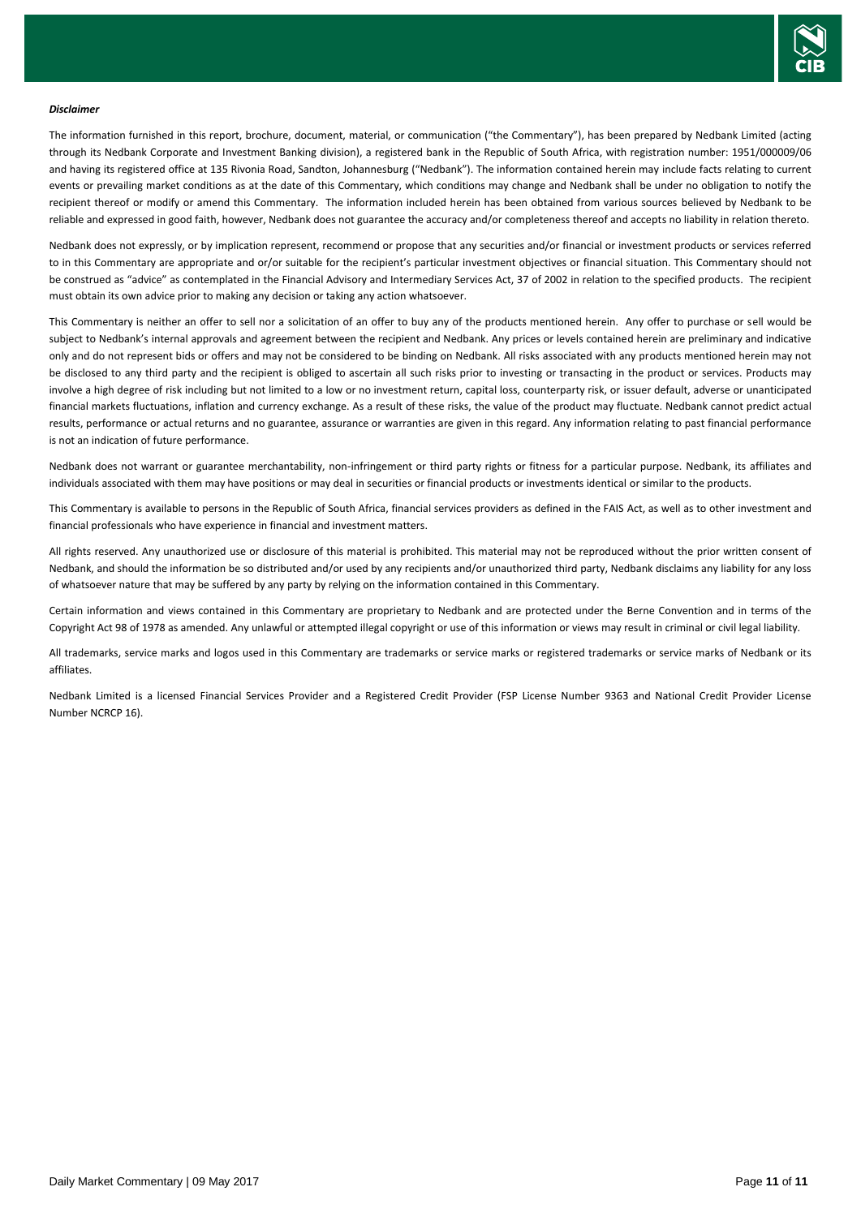***Disclaimer***

The information furnished in this report, brochure, document, material, or communication ("the Commentary"), has been prepared by Nedbank Limited (acting through its Nedbank Corporate and Investment Banking division), a registered bank in the Republic of South Africa, with registration number: 1951/000009/06 and having its registered office at 135 Rivonia Road, Sandton, Johannesburg ("Nedbank"). The information contained herein may include facts relating to current events or prevailing market conditions as at the date of this Commentary, which conditions may change and Nedbank shall be under no obligation to notify the recipient thereof or modify or amend this Commentary. The information included herein has been obtained from various sources believed by Nedbank to be reliable and expressed in good faith, however, Nedbank does not guarantee the accuracy and/or completeness thereof and accepts no liability in relation thereto.

Nedbank does not expressly, or by implication represent, recommend or propose that any securities and/or financial or investment products or services referred to in this Commentary are appropriate and or/or suitable for the recipient's particular investment objectives or financial situation. This Commentary should not be construed as "advice" as contemplated in the Financial Advisory and Intermediary Services Act, 37 of 2002 in relation to the specified products. The recipient must obtain its own advice prior to making any decision or taking any action whatsoever.

This Commentary is neither an offer to sell nor a solicitation of an offer to buy any of the products mentioned herein. Any offer to purchase or sell would be subject to Nedbank's internal approvals and agreement between the recipient and Nedbank. Any prices or levels contained herein are preliminary and indicative only and do not represent bids or offers and may not be considered to be binding on Nedbank. All risks associated with any products mentioned herein may not be disclosed to any third party and the recipient is obliged to ascertain all such risks prior to investing or transacting in the product or services. Products may involve a high degree of risk including but not limited to a low or no investment return, capital loss, counterparty risk, or issuer default, adverse or unanticipated financial markets fluctuations, inflation and currency exchange. As a result of these risks, the value of the product may fluctuate. Nedbank cannot predict actual results, performance or actual returns and no guarantee, assurance or warranties are given in this regard. Any information relating to past financial performance is not an indication of future performance.

Nedbank does not warrant or guarantee merchantability, non-infringement or third party rights or fitness for a particular purpose. Nedbank, its affiliates and individuals associated with them may have positions or may deal in securities or financial products or investments identical or similar to the products.

This Commentary is available to persons in the Republic of South Africa, financial services providers as defined in the FAIS Act, as well as to other investment and financial professionals who have experience in financial and investment matters.

All rights reserved. Any unauthorized use or disclosure of this material is prohibited. This material may not be reproduced without the prior written consent of Nedbank, and should the information be so distributed and/or used by any recipients and/or unauthorized third party, Nedbank disclaims any liability for any loss of whatsoever nature that may be suffered by any party by relying on the information contained in this Commentary.

Certain information and views contained in this Commentary are proprietary to Nedbank and are protected under the Berne Convention and in terms of the Copyright Act 98 of 1978 as amended. Any unlawful or attempted illegal copyright or use of this information or views may result in criminal or civil legal liability.

All trademarks, service marks and logos used in this Commentary are trademarks or service marks or registered trademarks or service marks of Nedbank or its affiliates.

Nedbank Limited is a licensed Financial Services Provider and a Registered Credit Provider (FSP License Number 9363 and National Credit Provider License Number NCRCP 16).